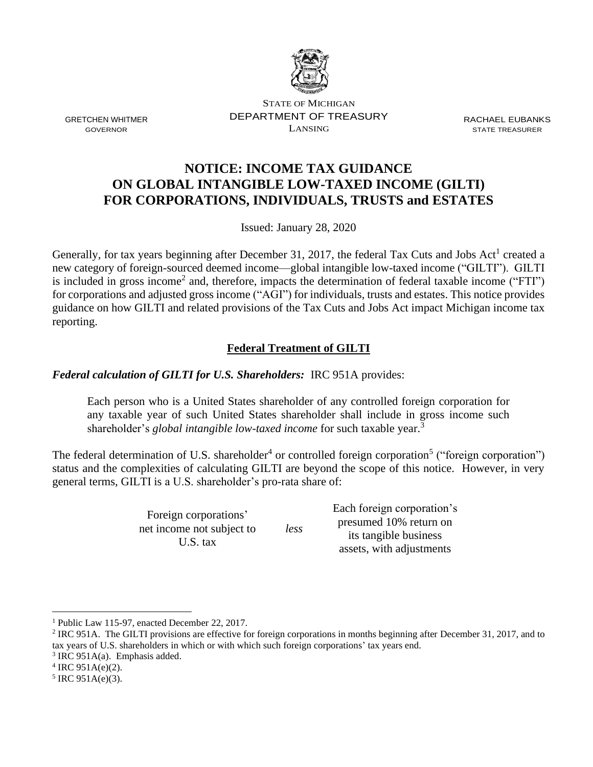STATE OF MICHIGAN
DEPARTMENT OF TREASURY
LANSING

GRETCHEN WHITMER
GOVERNOR

RACHAEL EUBANKS
STATE TREASURER

# NOTICE: INCOME TAX GUIDANCE ON GLOBAL INTANGIBLE LOW-TAXED INCOME (GILTI) FOR CORPORATIONS, INDIVIDUALS, TRUSTS and ESTATES

Issued: January 28, 2020

Generally, for tax years beginning after December 31, 2017, the federal Tax Cuts and Jobs Act[1] created a new category of foreign-sourced deemed income—global intangible low-taxed income ("GILTI"). GILTI is included in gross income[2] and, therefore, impacts the determination of federal taxable income ("FTI") for corporations and adjusted gross income ("AGI") for individuals, trusts and estates. This notice provides guidance on how GILTI and related provisions of the Tax Cuts and Jobs Act impact Michigan income tax reporting.

## Federal Treatment of GILTI

***Federal calculation of GILTI for U.S. Shareholders:*** IRC 951A provides:

> Each person who is a United States shareholder of any controlled foreign corporation for any taxable year of such United States shareholder shall include in gross income such shareholder's *global intangible low-taxed income* for such taxable year.[3]

The federal determination of U.S. shareholder[4] or controlled foreign corporation[5] ("foreign corporation") status and the complexities of calculating GILTI are beyond the scope of this notice. However, in very general terms, GILTI is a U.S. shareholder's pro-rata share of:

| Foreign corporations' net income not subject to U.S. tax | *less* | Each foreign corporation's presumed 10% return on its tangible business assets, with adjustments |
|---|---|---|

[1] Public Law 115-97, enacted December 22, 2017.
[2] IRC 951A. The GILTI provisions are effective for foreign corporations in months beginning after December 31, 2017, and to tax years of U.S. shareholders in which or with which such foreign corporations' tax years end.
[3] IRC 951A(a). Emphasis added.
[4] IRC 951A(e)(2).
[5] IRC 951A(e)(3).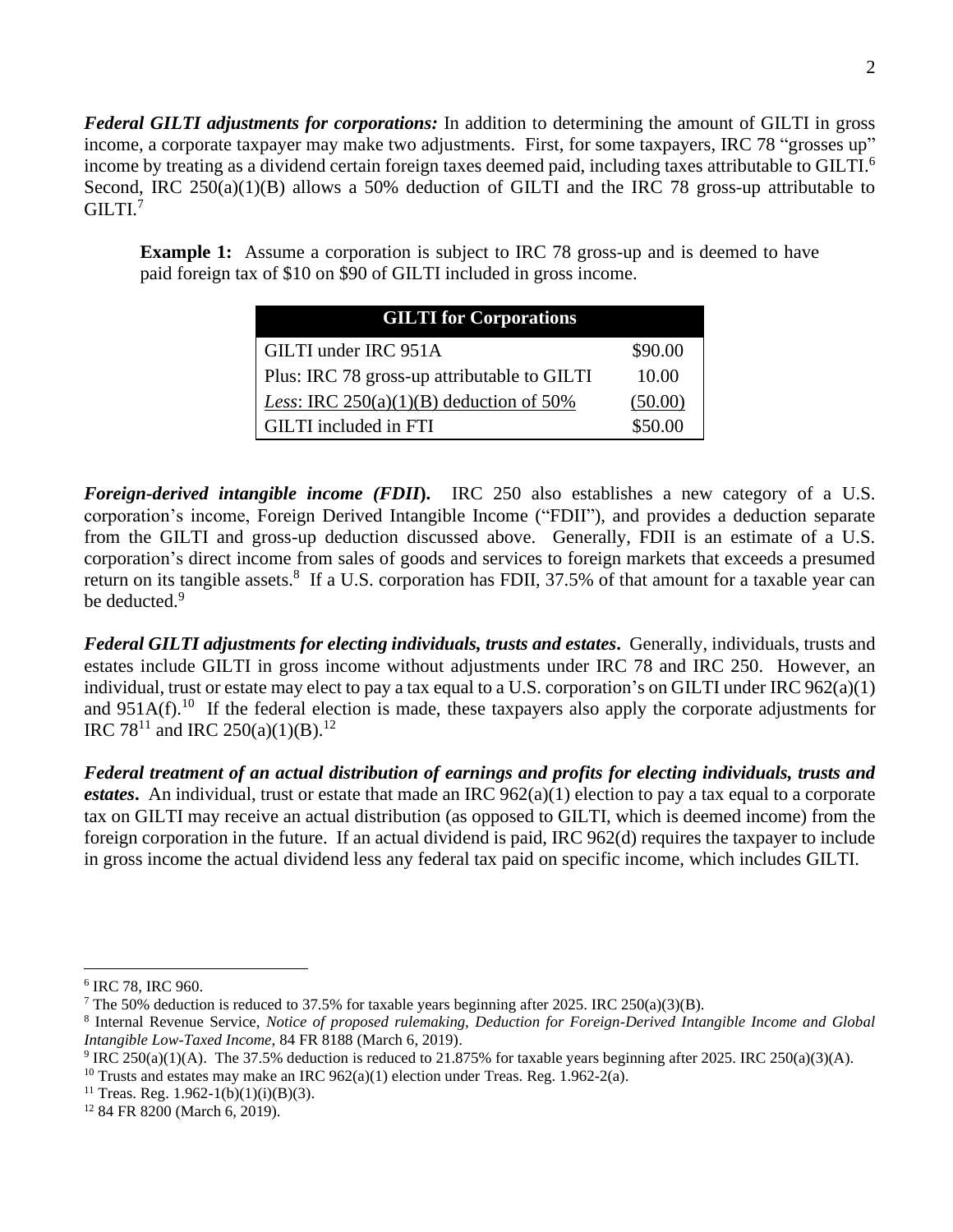***Federal GILTI adjustments for corporations:*** In addition to determining the amount of GILTI in gross income, a corporate taxpayer may make two adjustments. First, for some taxpayers, IRC 78 "grosses up" income by treating as a dividend certain foreign taxes deemed paid, including taxes attributable to GILTI.[6] Second, IRC 250(a)(1)(B) allows a 50% deduction of GILTI and the IRC 78 gross-up attributable to GILTI.[7]

> **Example 1:** Assume a corporation is subject to IRC 78 gross-up and is deemed to have paid foreign tax of $10 on $90 of GILTI included in gross income.

| GILTI for Corporations | |
|---|---|
| GILTI under IRC 951A | $90.00 |
| Plus: IRC 78 gross-up attributable to GILTI | 10.00 |
| *Less*: IRC 250(a)(1)(B) deduction of 50% | (50.00) |
| GILTI included in FTI | $50.00 |

***Foreign-derived intangible income (FDII*).** IRC 250 also establishes a new category of a U.S. corporation's income, Foreign Derived Intangible Income ("FDII"), and provides a deduction separate from the GILTI and gross-up deduction discussed above. Generally, FDII is an estimate of a U.S. corporation's direct income from sales of goods and services to foreign markets that exceeds a presumed return on its tangible assets.[8] If a U.S. corporation has FDII, 37.5% of that amount for a taxable year can be deducted.[9]

***Federal GILTI adjustments for electing individuals, trusts and estates*.** Generally, individuals, trusts and estates include GILTI in gross income without adjustments under IRC 78 and IRC 250. However, an individual, trust or estate may elect to pay a tax equal to a U.S. corporation's on GILTI under IRC 962(a)(1) and 951A(f).[10] If the federal election is made, these taxpayers also apply the corporate adjustments for IRC 78[11] and IRC 250(a)(1)(B).[12]

***Federal treatment of an actual distribution of earnings and profits for electing individuals, trusts and estates*.** An individual, trust or estate that made an IRC 962(a)(1) election to pay a tax equal to a corporate tax on GILTI may receive an actual distribution (as opposed to GILTI, which is deemed income) from the foreign corporation in the future. If an actual dividend is paid, IRC 962(d) requires the taxpayer to include in gross income the actual dividend less any federal tax paid on specific income, which includes GILTI.

---

[6] IRC 78, IRC 960.

[7] The 50% deduction is reduced to 37.5% for taxable years beginning after 2025. IRC 250(a)(3)(B).

[8] Internal Revenue Service, *Notice of proposed rulemaking, Deduction for Foreign-Derived Intangible Income and Global Intangible Low-Taxed Income,* 84 FR 8188 (March 6, 2019).

[9] IRC 250(a)(1)(A). The 37.5% deduction is reduced to 21.875% for taxable years beginning after 2025. IRC 250(a)(3)(A).

[10] Trusts and estates may make an IRC 962(a)(1) election under Treas. Reg. 1.962-2(a).

[11] Treas. Reg. 1.962-1(b)(1)(i)(B)(3).

[12] 84 FR 8200 (March 6, 2019).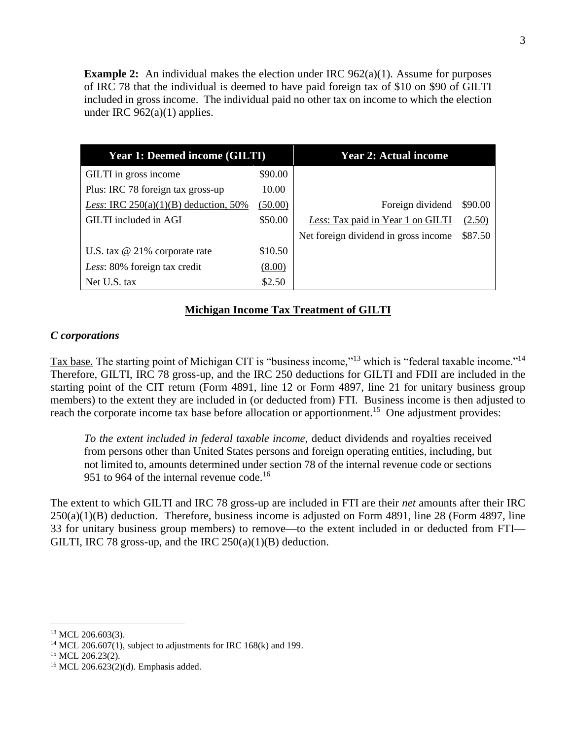**Example 2:** An individual makes the election under IRC 962(a)(1). Assume for purposes of IRC 78 that the individual is deemed to have paid foreign tax of $10 on $90 of GILTI included in gross income. The individual paid no other tax on income to which the election under IRC 962(a)(1) applies.

| Year 1: Deemed income (GILTI) | | Year 2: Actual income | |
|---|---|---|---|
| GILTI in gross income | $90.00 | | |
| Plus: IRC 78 foreign tax gross-up | 10.00 | | |
| *Less*: IRC 250(a)(1)(B) deduction, 50% | (50.00) | Foreign dividend | $90.00 |
| GILTI included in AGI | $50.00 | *Less*: Tax paid in Year 1 on GILTI | (2.50) |
| | | Net foreign dividend in gross income | $87.50 |
| U.S. tax @ 21% corporate rate | $10.50 | | |
| *Less*: 80% foreign tax credit | (8.00) | | |
| Net U.S. tax | $2.50 | | |

## Michigan Income Tax Treatment of GILTI

### *C corporations*

Tax base. The starting point of Michigan CIT is "business income,"[13] which is "federal taxable income."[14] Therefore, GILTI, IRC 78 gross-up, and the IRC 250 deductions for GILTI and FDII are included in the starting point of the CIT return (Form 4891, line 12 or Form 4897, line 21 for unitary business group members) to the extent they are included in (or deducted from) FTI. Business income is then adjusted to reach the corporate income tax base before allocation or apportionment.[15] One adjustment provides:

> *To the extent included in federal taxable income*, deduct dividends and royalties received from persons other than United States persons and foreign operating entities, including, but not limited to, amounts determined under section 78 of the internal revenue code or sections 951 to 964 of the internal revenue code.[16]

The extent to which GILTI and IRC 78 gross-up are included in FTI are their *net* amounts after their IRC 250(a)(1)(B) deduction. Therefore, business income is adjusted on Form 4891, line 28 (Form 4897, line 33 for unitary business group members) to remove—to the extent included in or deducted from FTI—GILTI, IRC 78 gross-up, and the IRC 250(a)(1)(B) deduction.

[13] MCL 206.603(3).

[14] MCL 206.607(1), subject to adjustments for IRC 168(k) and 199.

[15] MCL 206.23(2).

[16] MCL 206.623(2)(d). Emphasis added.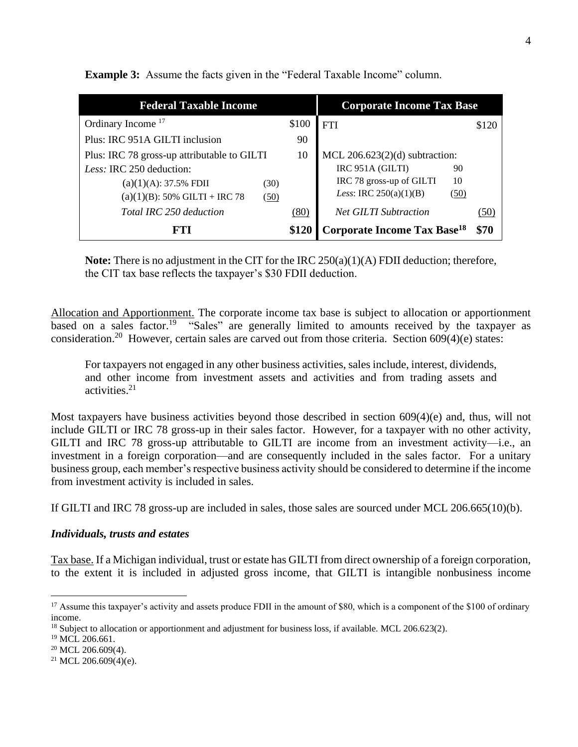**Example 3:** Assume the facts given in the "Federal Taxable Income" column.

| Federal Taxable Income | | | Corporate Income Tax Base | | |
|---|---|---|---|---|---|
| Ordinary Income [17] | | $100 | FTI | | $120 |
| Plus: IRC 951A GILTI inclusion | | 90 | | | |
| Plus: IRC 78 gross-up attributable to GILTI | | 10 | MCL 206.623(2)(d) subtraction: | | |
| *Less:* IRC 250 deduction: | | | IRC 951A (GILTI) | 90 | |
| (a)(1)(A): 37.5% FDII | (30) | | IRC 78 gross-up of GILTI | 10 | |
| (a)(1)(B): 50% GILTI + IRC 78 | (50) | | *Less*: IRC 250(a)(1)(B) | (50) | |
| *Total IRC 250 deduction* | | (80) | *Net GILTI Subtraction* | | (50) |
| **FTI** | | **$120** | **Corporate Income Tax Base[18]** | | **$70** |

**Note:** There is no adjustment in the CIT for the IRC 250(a)(1)(A) FDII deduction; therefore, the CIT tax base reflects the taxpayer's $30 FDII deduction.

Allocation and Apportionment. The corporate income tax base is subject to allocation or apportionment based on a sales factor.[19] "Sales" are generally limited to amounts received by the taxpayer as consideration.[20] However, certain sales are carved out from those criteria. Section 609(4)(e) states:

> For taxpayers not engaged in any other business activities, sales include, interest, dividends, and other income from investment assets and activities and from trading assets and activities.[21]

Most taxpayers have business activities beyond those described in section 609(4)(e) and, thus, will not include GILTI or IRC 78 gross-up in their sales factor. However, for a taxpayer with no other activity, GILTI and IRC 78 gross-up attributable to GILTI are income from an investment activity—i.e., an investment in a foreign corporation—and are consequently included in the sales factor. For a unitary business group, each member's respective business activity should be considered to determine if the income from investment activity is included in sales.

If GILTI and IRC 78 gross-up are included in sales, those sales are sourced under MCL 206.665(10)(b).

### *Individuals, trusts and estates*

Tax base. If a Michigan individual, trust or estate has GILTI from direct ownership of a foreign corporation, to the extent it is included in adjusted gross income, that GILTI is intangible nonbusiness income

---

[17] Assume this taxpayer's activity and assets produce FDII in the amount of $80, which is a component of the $100 of ordinary income.

[18] Subject to allocation or apportionment and adjustment for business loss, if available. MCL 206.623(2).

[19] MCL 206.661.

[20] MCL 206.609(4).

[21] MCL 206.609(4)(e).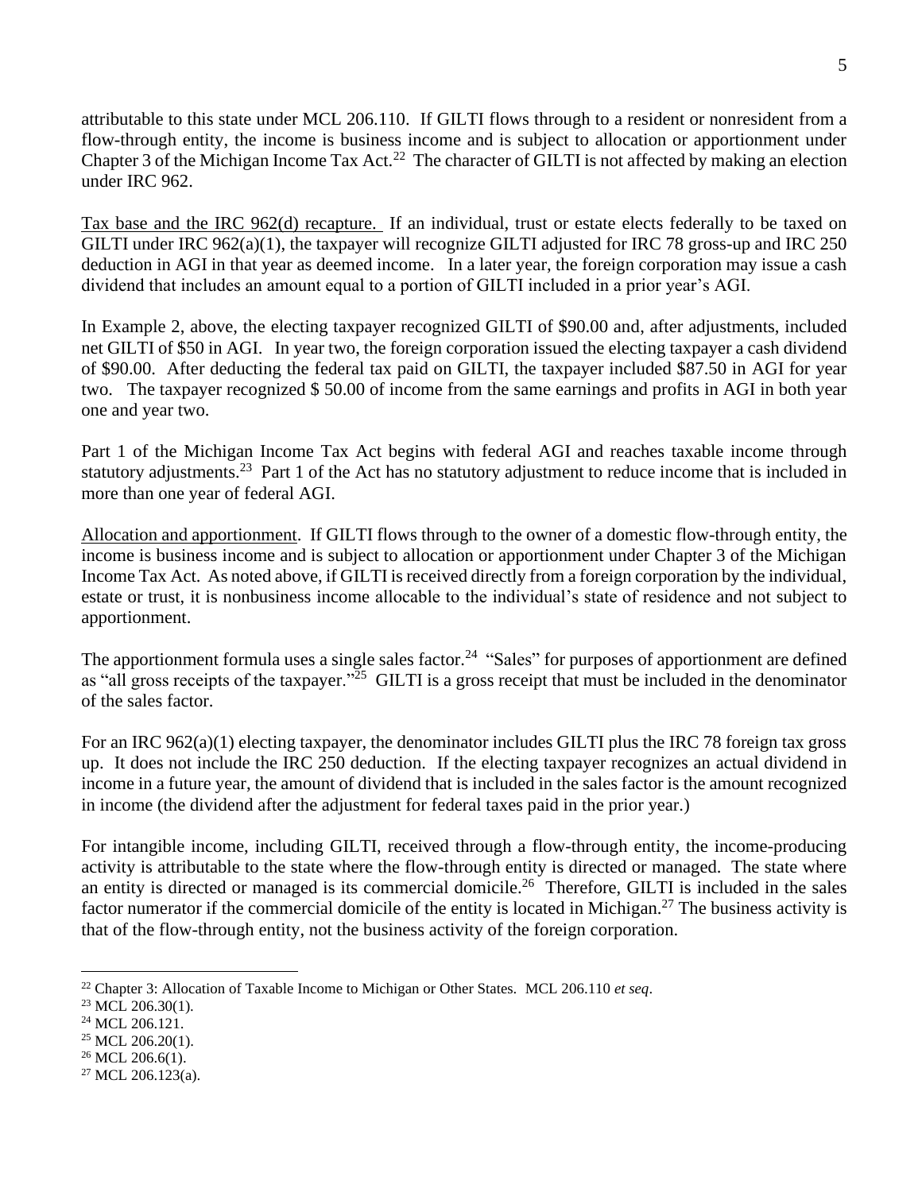attributable to this state under MCL 206.110. If GILTI flows through to a resident or nonresident from a flow-through entity, the income is business income and is subject to allocation or apportionment under Chapter 3 of the Michigan Income Tax Act.[22] The character of GILTI is not affected by making an election under IRC 962.

Tax base and the IRC 962(d) recapture. If an individual, trust or estate elects federally to be taxed on GILTI under IRC 962(a)(1), the taxpayer will recognize GILTI adjusted for IRC 78 gross-up and IRC 250 deduction in AGI in that year as deemed income. In a later year, the foreign corporation may issue a cash dividend that includes an amount equal to a portion of GILTI included in a prior year's AGI.

In Example 2, above, the electing taxpayer recognized GILTI of $90.00 and, after adjustments, included net GILTI of $50 in AGI. In year two, the foreign corporation issued the electing taxpayer a cash dividend of $90.00. After deducting the federal tax paid on GILTI, the taxpayer included $87.50 in AGI for year two. The taxpayer recognized $ 50.00 of income from the same earnings and profits in AGI in both year one and year two.

Part 1 of the Michigan Income Tax Act begins with federal AGI and reaches taxable income through statutory adjustments.[23] Part 1 of the Act has no statutory adjustment to reduce income that is included in more than one year of federal AGI.

Allocation and apportionment. If GILTI flows through to the owner of a domestic flow-through entity, the income is business income and is subject to allocation or apportionment under Chapter 3 of the Michigan Income Tax Act. As noted above, if GILTI is received directly from a foreign corporation by the individual, estate or trust, it is nonbusiness income allocable to the individual's state of residence and not subject to apportionment.

The apportionment formula uses a single sales factor.[24] "Sales" for purposes of apportionment are defined as "all gross receipts of the taxpayer."[25] GILTI is a gross receipt that must be included in the denominator of the sales factor.

For an IRC 962(a)(1) electing taxpayer, the denominator includes GILTI plus the IRC 78 foreign tax gross up. It does not include the IRC 250 deduction. If the electing taxpayer recognizes an actual dividend in income in a future year, the amount of dividend that is included in the sales factor is the amount recognized in income (the dividend after the adjustment for federal taxes paid in the prior year.)

For intangible income, including GILTI, received through a flow-through entity, the income-producing activity is attributable to the state where the flow-through entity is directed or managed. The state where an entity is directed or managed is its commercial domicile.[26] Therefore, GILTI is included in the sales factor numerator if the commercial domicile of the entity is located in Michigan.[27] The business activity is that of the flow-through entity, not the business activity of the foreign corporation.

---

[22] Chapter 3: Allocation of Taxable Income to Michigan or Other States. MCL 206.110 *et seq*.

[23] MCL 206.30(1).

[24] MCL 206.121.

[25] MCL 206.20(1).

[26] MCL 206.6(1).

[27] MCL 206.123(a).